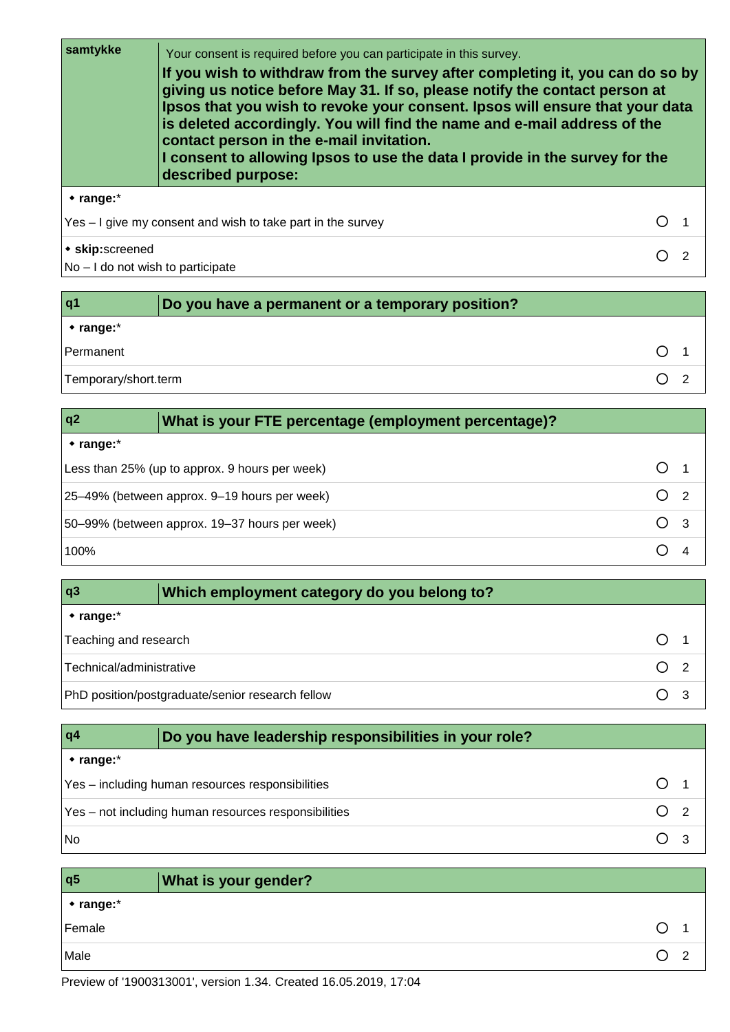| samtykke | Your consent is required before you can participate in this survey.<br>**If you wish to withdraw from the survey after completing it, you can do so by giving us notice before May 31. If so, please notify the contact person at Ipsos that you wish to revoke your consent. Ipsos will ensure that your data is deleted accordingly. You will find the name and e-mail address of the contact person in the e-mail invitation.**<br>**I consent to allowing Ipsos to use the data I provide in the survey for the described purpose:** | |
|---|---|---|
| ◆ **range:**\* | | |
| Yes – I give my consent and wish to take part in the survey | | ○ 1 |
| ◆ **skip:**screened<br>No – I do not wish to participate | | ○ 2 |

| q1 | **Do you have a permanent or a temporary position?** | |
|---|---|---|
| ◆ **range:**\* | | |
| Permanent | | ○ 1 |
| Temporary/short.term | | ○ 2 |

| q2 | **What is your FTE percentage (employment percentage)?** | |
|---|---|---|
| ◆ **range:**\* | | |
| Less than 25% (up to approx. 9 hours per week) | | ○ 1 |
| 25–49% (between approx. 9–19 hours per week) | | ○ 2 |
| 50–99% (between approx. 19–37 hours per week) | | ○ 3 |
| 100% | | ○ 4 |

| q3 | **Which employment category do you belong to?** | |
|---|---|---|
| ◆ **range:**\* | | |
| Teaching and research | | ○ 1 |
| Technical/administrative | | ○ 2 |
| PhD position/postgraduate/senior research fellow | | ○ 3 |

| q4 | **Do you have leadership responsibilities in your role?** | |
|---|---|---|
| ◆ **range:**\* | | |
| Yes – including human resources responsibilities | | ○ 1 |
| Yes – not including human resources responsibilities | | ○ 2 |
| No | | ○ 3 |

| q5 | **What is your gender?** | |
|---|---|---|
| ◆ **range:**\* | | |
| Female | | ○ 1 |
| Male | | ○ 2 |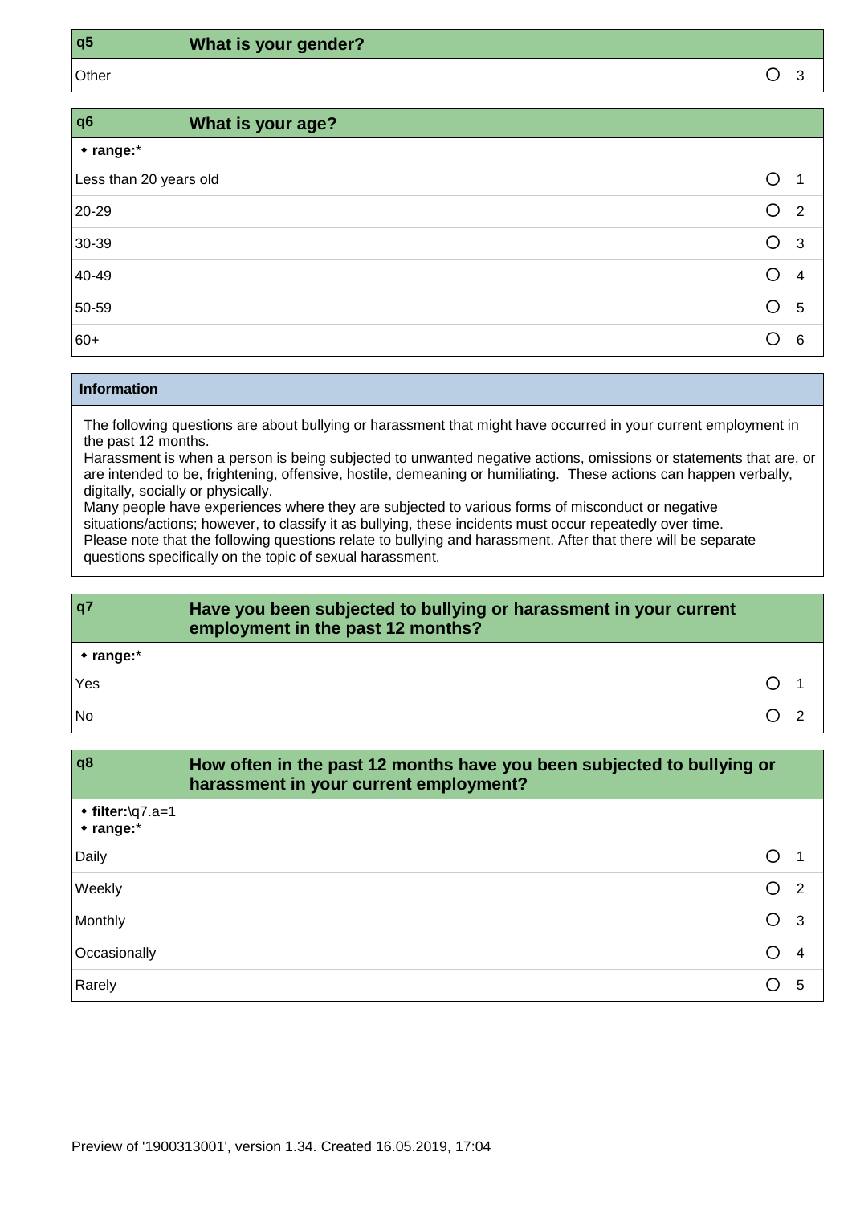| q5 | What is your gender? | |
|---|---|---|
| Other | | 3 |

| q6 | What is your age? | |
|---|---|---|
| • **range:*** | | |
| Less than 20 years old | | 1 |
| 20-29 | | 2 |
| 30-39 | | 3 |
| 40-49 | | 4 |
| 50-59 | | 5 |
| 60+ | | 6 |

**Information**

The following questions are about bullying or harassment that might have occurred in your current employment in the past 12 months.
Harassment is when a person is being subjected to unwanted negative actions, omissions or statements that are, or are intended to be, frightening, offensive, hostile, demeaning or humiliating. These actions can happen verbally, digitally, socially or physically.
Many people have experiences where they are subjected to various forms of misconduct or negative situations/actions; however, to classify it as bullying, these incidents must occur repeatedly over time.
Please note that the following questions relate to bullying and harassment. After that there will be separate questions specifically on the topic of sexual harassment.

| q7 | Have you been subjected to bullying or harassment in your current employment in the past 12 months? | |
|---|---|---|
| • **range:*** | | |
| Yes | | 1 |
| No | | 2 |

| q8 | How often in the past 12 months have you been subjected to bullying or harassment in your current employment? | |
|---|---|---|
| • **filter:**\q7.a=1<br>• **range:*** | | |
| Daily | | 1 |
| Weekly | | 2 |
| Monthly | | 3 |
| Occasionally | | 4 |
| Rarely | | 5 |

Preview of '1900313001', version 1.34. Created 16.05.2019, 17:04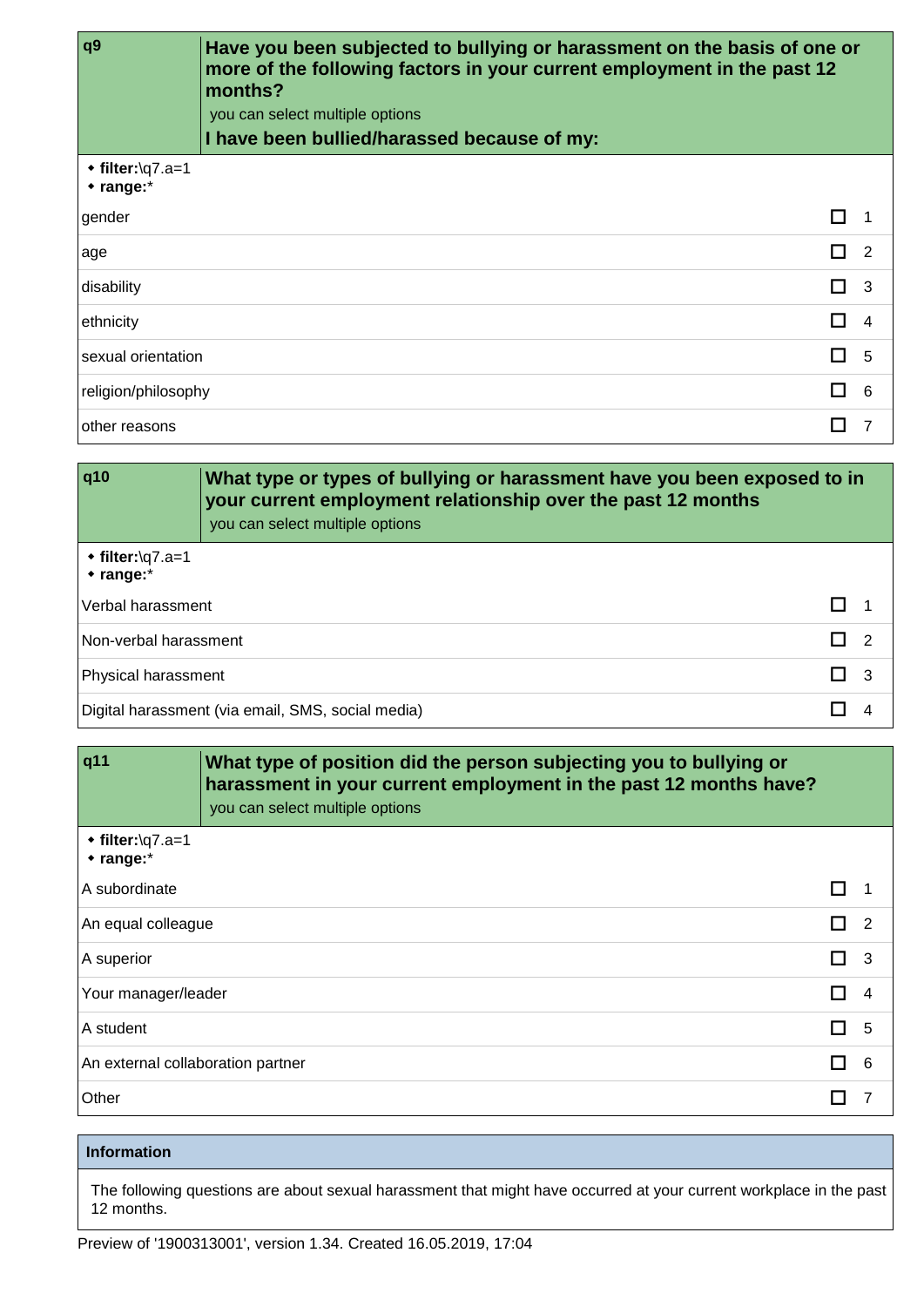| q9 | Have you been subjected to bullying or harassment on the basis of one or more of the following factors in your current employment in the past 12 months? |
|---|---|

you can select multiple options

**I have been bullied/harassed because of my:**

- **filter:**\q7.a=1
- **range:***

| | | |
|---|---|---|
| gender | ☐ | 1 |
| age | ☐ | 2 |
| disability | ☐ | 3 |
| ethnicity | ☐ | 4 |
| sexual orientation | ☐ | 5 |
| religion/philosophy | ☐ | 6 |
| other reasons | ☐ | 7 |

| q10 | What type or types of bullying or harassment have you been exposed to in your current employment relationship over the past 12 months |
|---|---|

you can select multiple options

- **filter:**\q7.a=1
- **range:***

| | | |
|---|---|---|
| Verbal harassment | ☐ | 1 |
| Non-verbal harassment | ☐ | 2 |
| Physical harassment | ☐ | 3 |
| Digital harassment (via email, SMS, social media) | ☐ | 4 |

| q11 | What type of position did the person subjecting you to bullying or harassment in your current employment in the past 12 months have? |
|---|---|

you can select multiple options

- **filter:**\q7.a=1
- **range:***

| | | |
|---|---|---|
| A subordinate | ☐ | 1 |
| An equal colleague | ☐ | 2 |
| A superior | ☐ | 3 |
| Your manager/leader | ☐ | 4 |
| A student | ☐ | 5 |
| An external collaboration partner | ☐ | 6 |
| Other | ☐ | 7 |

**Information**

The following questions are about sexual harassment that might have occurred at your current workplace in the past 12 months.

Preview of '1900313001', version 1.34. Created 16.05.2019, 17:04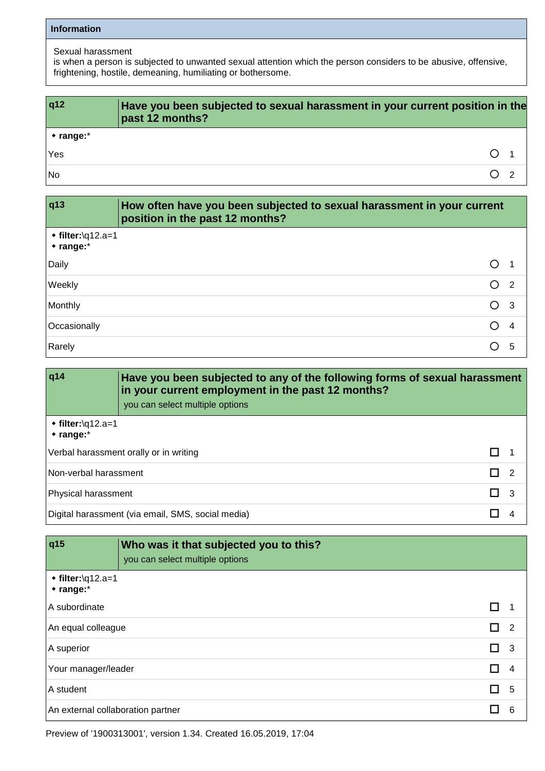**Information**

Sexual harassment
is when a person is subjected to unwanted sexual attention which the person considers to be abusive, offensive, frightening, hostile, demeaning, humiliating or bothersome.

| q12 | Have you been subjected to sexual harassment in your current position in the past 12 months? | | |
|---|---|---|---|
| ◆ **range:*** | | | |
| Yes | | ○ | 1 |
| No | | ○ | 2 |

| q13 | How often have you been subjected to sexual harassment in your current position in the past 12 months? | | |
|---|---|---|---|
| ◆ **filter:**\q12.a=1<br>◆ **range:*** | | | |
| Daily | | ○ | 1 |
| Weekly | | ○ | 2 |
| Monthly | | ○ | 3 |
| Occasionally | | ○ | 4 |
| Rarely | | ○ | 5 |

| q14 | Have you been subjected to any of the following forms of sexual harassment in your current employment in the past 12 months?<br>you can select multiple options | | |
|---|---|---|---|
| ◆ **filter:**\q12.a=1<br>◆ **range:*** | | | |
| Verbal harassment orally or in writing | | ☐ | 1 |
| Non-verbal harassment | | ☐ | 2 |
| Physical harassment | | ☐ | 3 |
| Digital harassment (via email, SMS, social media) | | ☐ | 4 |

| q15 | Who was it that subjected you to this?<br>you can select multiple options | | |
|---|---|---|---|
| ◆ **filter:**\q12.a=1<br>◆ **range:*** | | | |
| A subordinate | | ☐ | 1 |
| An equal colleague | | ☐ | 2 |
| A superior | | ☐ | 3 |
| Your manager/leader | | ☐ | 4 |
| A student | | ☐ | 5 |
| An external collaboration partner | | ☐ | 6 |

Preview of '1900313001', version 1.34. Created 16.05.2019, 17:04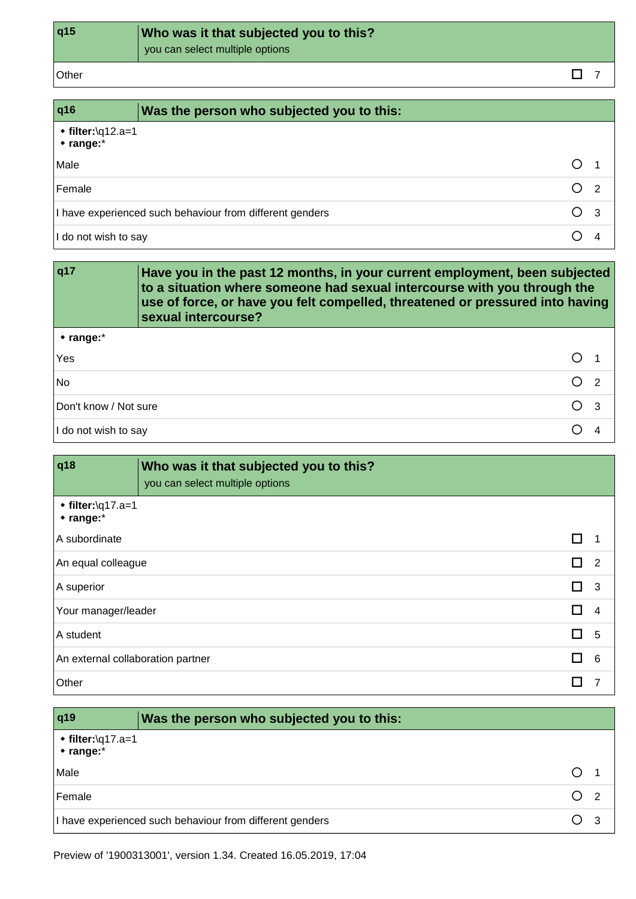| q15 | Who was it that subjected you to this? you can select multiple options | |
|---|---|---|
| Other | ☐ | 7 |

| q16 | Was the person who subjected you to this: | |
|---|---|---|
| • **filter:**\q12.a=1<br>• **range:*** | | |
| Male | ○ | 1 |
| Female | ○ | 2 |
| I have experienced such behaviour from different genders | ○ | 3 |
| I do not wish to say | ○ | 4 |

| q17 | Have you in the past 12 months, in your current employment, been subjected to a situation where someone had sexual intercourse with you through the use of force, or have you felt compelled, threatened or pressured into having sexual intercourse? | |
|---|---|---|
| • **range:*** | | |
| Yes | ○ | 1 |
| No | ○ | 2 |
| Don't know / Not sure | ○ | 3 |
| I do not wish to say | ○ | 4 |

| q18 | Who was it that subjected you to this? you can select multiple options | |
|---|---|---|
| • **filter:**\q17.a=1<br>• **range:*** | | |
| A subordinate | ☐ | 1 |
| An equal colleague | ☐ | 2 |
| A superior | ☐ | 3 |
| Your manager/leader | ☐ | 4 |
| A student | ☐ | 5 |
| An external collaboration partner | ☐ | 6 |
| Other | ☐ | 7 |

| q19 | Was the person who subjected you to this: | |
|---|---|---|
| • **filter:**\q17.a=1<br>• **range:*** | | |
| Male | ○ | 1 |
| Female | ○ | 2 |
| I have experienced such behaviour from different genders | ○ | 3 |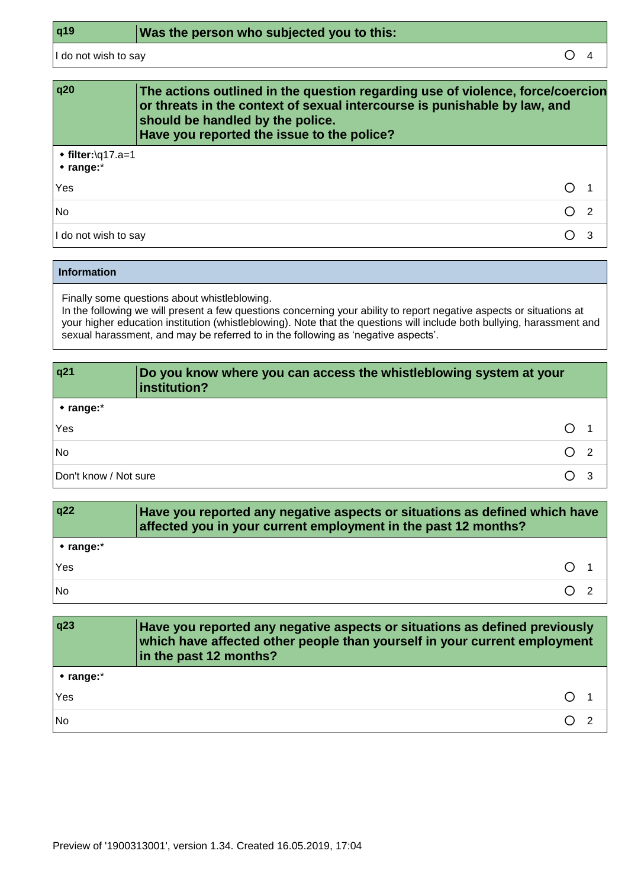| q19 | Was the person who subjected you to this: | |
|---|---|---|
| I do not wish to say | ○ | 4 |

| q20 | The actions outlined in the question regarding use of violence, force/coercion or threats in the context of sexual intercourse is punishable by law, and should be handled by the police. Have you reported the issue to the police? | |
|---|---|---|
| • **filter:**\q17.a=1 • **range:*** | | |
| Yes | ○ | 1 |
| No | ○ | 2 |
| I do not wish to say | ○ | 3 |

**Information**

Finally some questions about whistleblowing.
In the following we will present a few questions concerning your ability to report negative aspects or situations at your higher education institution (whistleblowing). Note that the questions will include both bullying, harassment and sexual harassment, and may be referred to in the following as 'negative aspects'.

| q21 | Do you know where you can access the whistleblowing system at your institution? | |
|---|---|---|
| • **range:*** | | |
| Yes | ○ | 1 |
| No | ○ | 2 |
| Don't know / Not sure | ○ | 3 |

| q22 | Have you reported any negative aspects or situations as defined which have affected you in your current employment in the past 12 months? | |
|---|---|---|
| • **range:*** | | |
| Yes | ○ | 1 |
| No | ○ | 2 |

| q23 | Have you reported any negative aspects or situations as defined previously which have affected other people than yourself in your current employment in the past 12 months? | |
|---|---|---|
| • **range:*** | | |
| Yes | ○ | 1 |
| No | ○ | 2 |

Preview of '1900313001', version 1.34. Created 16.05.2019, 17:04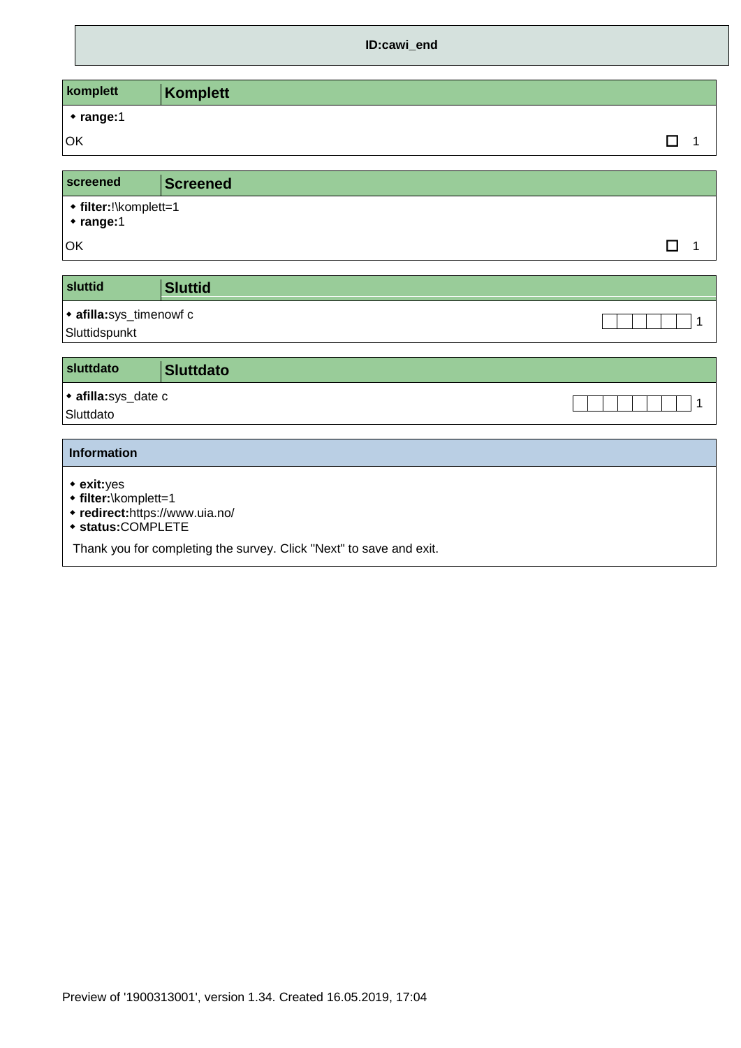**ID:cawi_end**

| komplett | **Komplett** |
|---|---|

- **range:**1

OK ☐ 1

| screened | **Screened** |
|---|---|

- **filter:**!\komplett=1
- **range:**1

OK ☐ 1

| sluttid | **Sluttid** |
|---|---|

- **afilla:**sys_timenowf c

Sluttidspunkt ☐☐☐☐☐☐ 1

| sluttdato | **Sluttdato** |
|---|---|

- **afilla:**sys_date c

Sluttdato ☐☐☐☐☐☐☐☐ 1

**Information**

- **exit:**yes
- **filter:**\komplett=1
- **redirect:**https://www.uia.no/
- **status:**COMPLETE

Thank you for completing the survey. Click "Next" to save and exit.

Preview of '1900313001', version 1.34. Created 16.05.2019, 17:04